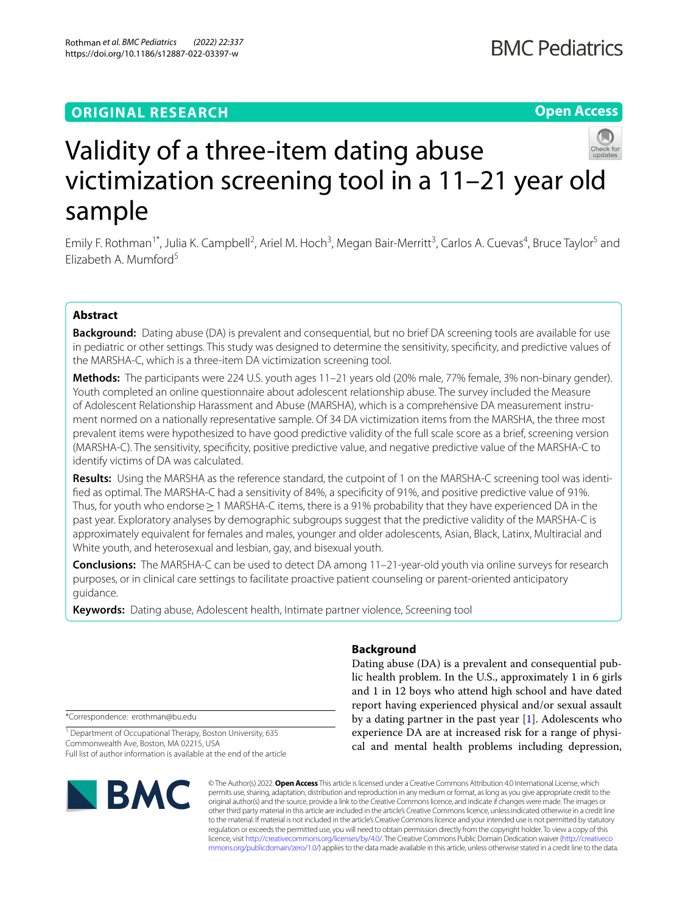ORIGINAL RESEARCH

Open Access

# Validity of a three-item dating abuse victimization screening tool in a 11–21 year old sample

Emily F. Rothman[1*], Julia K. Campbell[2], Ariel M. Hoch[3], Megan Bair-Merritt[3], Carlos A. Cuevas[4], Bruce Taylor[5] and Elizabeth A. Mumford[5]

## Abstract

**Background:** Dating abuse (DA) is prevalent and consequential, but no brief DA screening tools are available for use in pediatric or other settings. This study was designed to determine the sensitivity, specificity, and predictive values of the MARSHA-C, which is a three-item DA victimization screening tool.

**Methods:** The participants were 224 U.S. youth ages 11–21 years old (20% male, 77% female, 3% non-binary gender). Youth completed an online questionnaire about adolescent relationship abuse. The survey included the Measure of Adolescent Relationship Harassment and Abuse (MARSHA), which is a comprehensive DA measurement instrument normed on a nationally representative sample. Of 34 DA victimization items from the MARSHA, the three most prevalent items were hypothesized to have good predictive validity of the full scale score as a brief, screening version (MARSHA-C). The sensitivity, specificity, positive predictive value, and negative predictive value of the MARSHA-C to identify victims of DA was calculated.

**Results:** Using the MARSHA as the reference standard, the cutpoint of 1 on the MARSHA-C screening tool was identified as optimal. The MARSHA-C had a sensitivity of 84%, a specificity of 91%, and positive predictive value of 91%. Thus, for youth who endorse ≥ 1 MARSHA-C items, there is a 91% probability that they have experienced DA in the past year. Exploratory analyses by demographic subgroups suggest that the predictive validity of the MARSHA-C is approximately equivalent for females and males, younger and older adolescents, Asian, Black, Latinx, Multiracial and White youth, and heterosexual and lesbian, gay, and bisexual youth.

**Conclusions:** The MARSHA-C can be used to detect DA among 11–21-year-old youth via online surveys for research purposes, or in clinical care settings to facilitate proactive patient counseling or parent-oriented anticipatory guidance.

**Keywords:** Dating abuse, Adolescent health, Intimate partner violence, Screening tool

## Background

Dating abuse (DA) is a prevalent and consequential public health problem. In the U.S., approximately 1 in 6 girls and 1 in 12 boys who attend high school and have dated report having experienced physical and/or sexual assault by a dating partner in the past year [1]. Adolescents who experience DA are at increased risk for a range of physical and mental health problems including depression,

*Correspondence: erothman@bu.edu

[1] Department of Occupational Therapy, Boston University, 635 Commonwealth Ave, Boston, MA 02215, USA

Full list of author information is available at the end of the article

© The Author(s) 2022. **Open Access** This article is licensed under a Creative Commons Attribution 4.0 International License, which permits use, sharing, adaptation, distribution and reproduction in any medium or format, as long as you give appropriate credit to the original author(s) and the source, provide a link to the Creative Commons licence, and indicate if changes were made. The images or other third party material in this article are included in the article's Creative Commons licence, unless indicated otherwise in a credit line to the material. If material is not included in the article's Creative Commons licence and your intended use is not permitted by statutory regulation or exceeds the permitted use, you will need to obtain permission directly from the copyright holder. To view a copy of this licence, visit http://creativecommons.org/licenses/by/4.0/. The Creative Commons Public Domain Dedication waiver (http://creativecommons.org/publicdomain/zero/1.0/) applies to the data made available in this article, unless otherwise stated in a credit line to the data.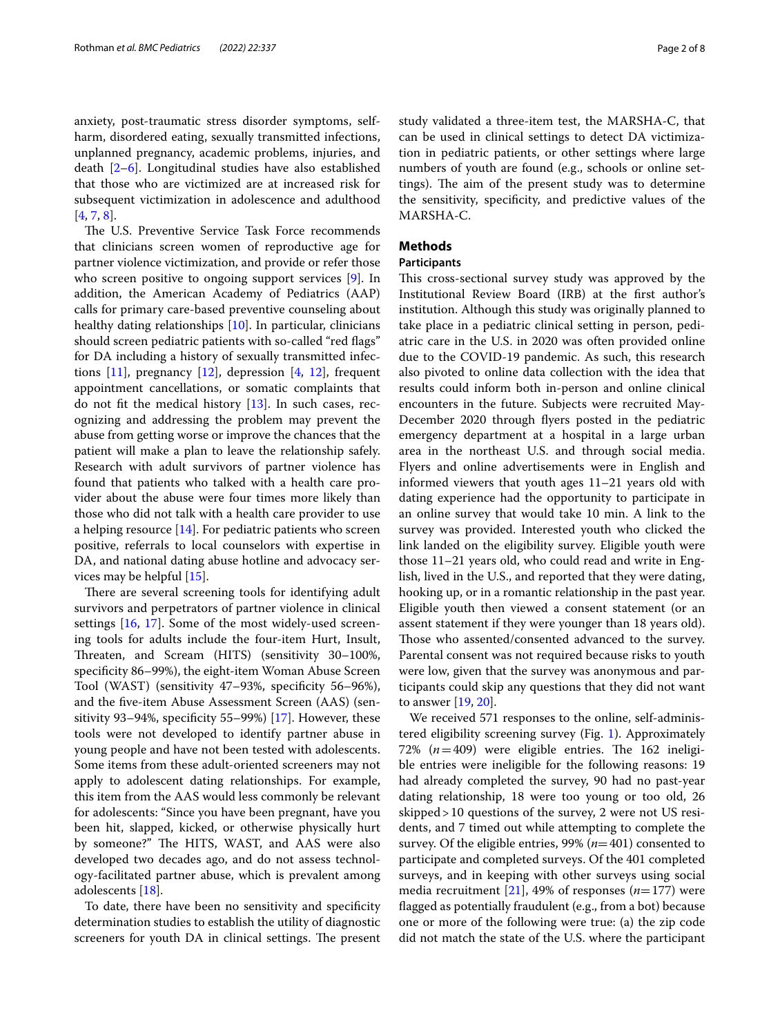anxiety, post-traumatic stress disorder symptoms, self-harm, disordered eating, sexually transmitted infections, unplanned pregnancy, academic problems, injuries, and death [2–6]. Longitudinal studies have also established that those who are victimized are at increased risk for subsequent victimization in adolescence and adulthood [4, 7, 8].

The U.S. Preventive Service Task Force recommends that clinicians screen women of reproductive age for partner violence victimization, and provide or refer those who screen positive to ongoing support services [9]. In addition, the American Academy of Pediatrics (AAP) calls for primary care-based preventive counseling about healthy dating relationships [10]. In particular, clinicians should screen pediatric patients with so-called "red flags" for DA including a history of sexually transmitted infections [11], pregnancy [12], depression [4, 12], frequent appointment cancellations, or somatic complaints that do not fit the medical history [13]. In such cases, recognizing and addressing the problem may prevent the abuse from getting worse or improve the chances that the patient will make a plan to leave the relationship safely. Research with adult survivors of partner violence has found that patients who talked with a health care provider about the abuse were four times more likely than those who did not talk with a health care provider to use a helping resource [14]. For pediatric patients who screen positive, referrals to local counselors with expertise in DA, and national dating abuse hotline and advocacy services may be helpful [15].

There are several screening tools for identifying adult survivors and perpetrators of partner violence in clinical settings [16, 17]. Some of the most widely-used screening tools for adults include the four-item Hurt, Insult, Threaten, and Scream (HITS) (sensitivity 30–100%, specificity 86–99%), the eight-item Woman Abuse Screen Tool (WAST) (sensitivity 47–93%, specificity 56–96%), and the five-item Abuse Assessment Screen (AAS) (sensitivity 93–94%, specificity 55–99%) [17]. However, these tools were not developed to identify partner abuse in young people and have not been tested with adolescents. Some items from these adult-oriented screeners may not apply to adolescent dating relationships. For example, this item from the AAS would less commonly be relevant for adolescents: "Since you have been pregnant, have you been hit, slapped, kicked, or otherwise physically hurt by someone?" The HITS, WAST, and AAS were also developed two decades ago, and do not assess technology-facilitated partner abuse, which is prevalent among adolescents [18].

To date, there have been no sensitivity and specificity determination studies to establish the utility of diagnostic screeners for youth DA in clinical settings. The present study validated a three-item test, the MARSHA-C, that can be used in clinical settings to detect DA victimization in pediatric patients, or other settings where large numbers of youth are found (e.g., schools or online settings). The aim of the present study was to determine the sensitivity, specificity, and predictive values of the MARSHA-C.

## Methods

### Participants

This cross-sectional survey study was approved by the Institutional Review Board (IRB) at the first author's institution. Although this study was originally planned to take place in a pediatric clinical setting in person, pediatric care in the U.S. in 2020 was often provided online due to the COVID-19 pandemic. As such, this research also pivoted to online data collection with the idea that results could inform both in-person and online clinical encounters in the future. Subjects were recruited May-December 2020 through flyers posted in the pediatric emergency department at a hospital in a large urban area in the northeast U.S. and through social media. Flyers and online advertisements were in English and informed viewers that youth ages 11–21 years old with dating experience had the opportunity to participate in an online survey that would take 10 min. A link to the survey was provided. Interested youth who clicked the link landed on the eligibility survey. Eligible youth were those 11–21 years old, who could read and write in English, lived in the U.S., and reported that they were dating, hooking up, or in a romantic relationship in the past year. Eligible youth then viewed a consent statement (or an assent statement if they were younger than 18 years old). Those who assented/consented advanced to the survey. Parental consent was not required because risks to youth were low, given that the survey was anonymous and participants could skip any questions that they did not want to answer [19, 20].

We received 571 responses to the online, self-administered eligibility screening survey (Fig. 1). Approximately 72% ($n=409$) were eligible entries. The 162 ineligible entries were ineligible for the following reasons: 19 had already completed the survey, 90 had no past-year dating relationship, 18 were too young or too old, 26 skipped > 10 questions of the survey, 2 were not US residents, and 7 timed out while attempting to complete the survey. Of the eligible entries, 99% ($n=401$) consented to participate and completed surveys. Of the 401 completed surveys, and in keeping with other surveys using social media recruitment [21], 49% of responses ($n=177$) were flagged as potentially fraudulent (e.g., from a bot) because one or more of the following were true: (a) the zip code did not match the state of the U.S. where the participant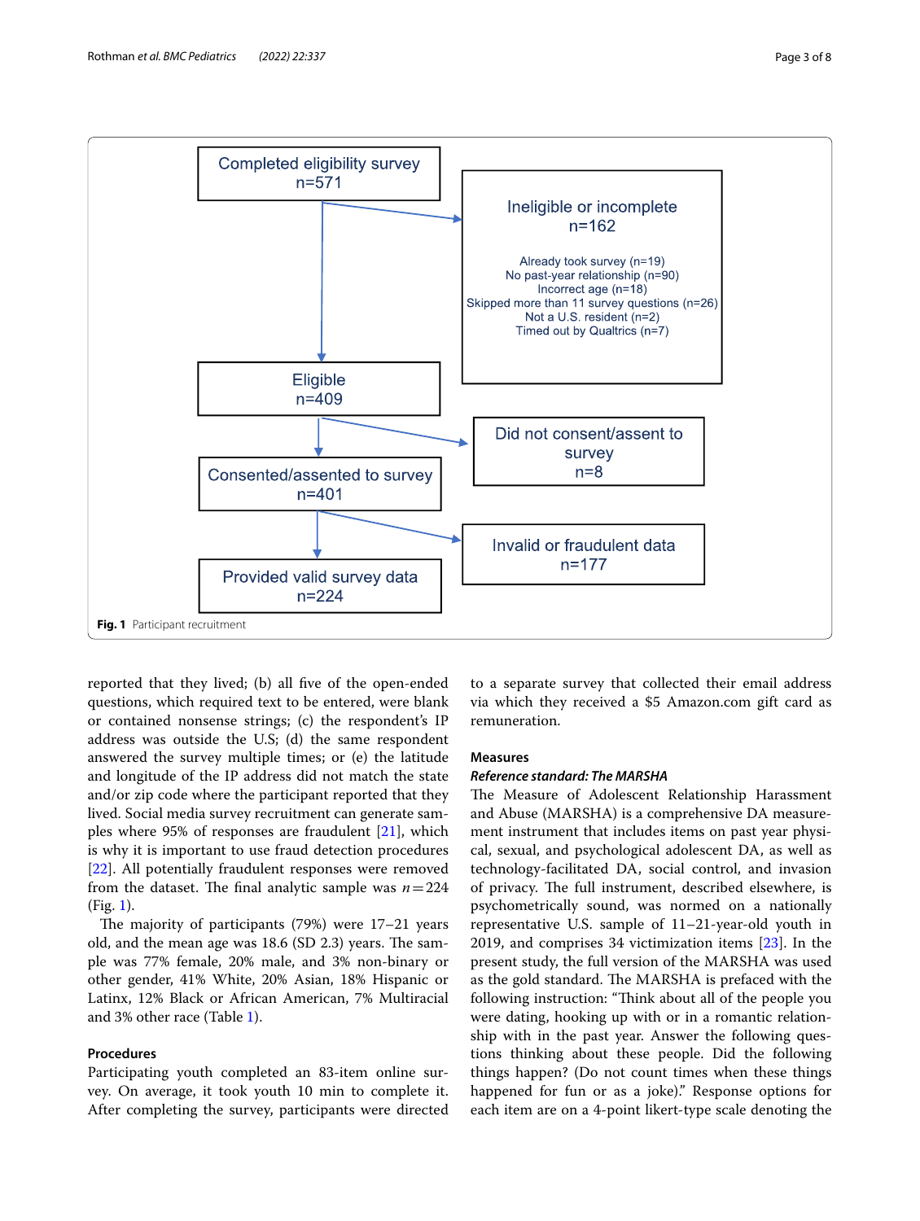Completed eligibility survey
n=571

Ineligible or incomplete
n=162

Already took survey (n=19)
No past-year relationship (n=90)
Incorrect age (n=18)
Skipped more than 11 survey questions (n=26)
Not a U.S. resident (n=2)
Timed out by Qualtrics (n=7)

Eligible
n=409

Did not consent/assent to survey
n=8

Consented/assented to survey
n=401

Invalid or fraudulent data
n=177

Provided valid survey data
n=224

**Fig. 1** Participant recruitment

reported that they lived; (b) all five of the open-ended questions, which required text to be entered, were blank or contained nonsense strings; (c) the respondent's IP address was outside the U.S; (d) the same respondent answered the survey multiple times; or (e) the latitude and longitude of the IP address did not match the state and/or zip code where the participant reported that they lived. Social media survey recruitment can generate samples where 95% of responses are fraudulent [21], which is why it is important to use fraud detection procedures [22]. All potentially fraudulent responses were removed from the dataset. The final analytic sample was $n=224$ (Fig. 1).

The majority of participants (79%) were 17–21 years old, and the mean age was 18.6 (SD 2.3) years. The sample was 77% female, 20% male, and 3% non-binary or other gender, 41% White, 20% Asian, 18% Hispanic or Latinx, 12% Black or African American, 7% Multiracial and 3% other race (Table 1).

### Procedures

Participating youth completed an 83-item online survey. On average, it took youth 10 min to complete it. After completing the survey, participants were directed to a separate survey that collected their email address via which they received a $5 Amazon.com gift card as remuneration.

### Measures

#### *Reference standard: The MARSHA*

The Measure of Adolescent Relationship Harassment and Abuse (MARSHA) is a comprehensive DA measurement instrument that includes items on past year physical, sexual, and psychological adolescent DA, as well as technology-facilitated DA, social control, and invasion of privacy. The full instrument, described elsewhere, is psychometrically sound, was normed on a nationally representative U.S. sample of 11–21-year-old youth in 2019, and comprises 34 victimization items [23]. In the present study, the full version of the MARSHA was used as the gold standard. The MARSHA is prefaced with the following instruction: "Think about all of the people you were dating, hooking up with or in a romantic relationship with in the past year. Answer the following questions thinking about these people. Did the following things happen? (Do not count times when these things happened for fun or as a joke)." Response options for each item are on a 4-point likert-type scale denoting the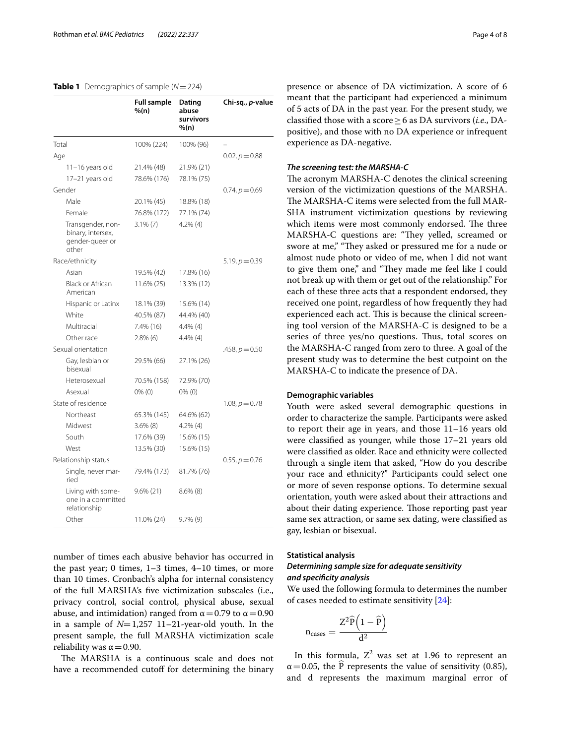**Table 1** Demographics of sample ($N = 224$)

| | Full sample %(n) | Dating abuse survivors %(n) | Chi-sq., *p*-value |
|---|---|---|---|
| Total | 100% (224) | 100% (96) | – |
| Age | | | 0.02, $p = 0.88$ |
| 11–16 years old | 21.4% (48) | 21.9% (21) | |
| 17–21 years old | 78.6% (176) | 78.1% (75) | |
| Gender | | | 0.74, $p = 0.69$ |
| Male | 20.1% (45) | 18.8% (18) | |
| Female | 76.8% (172) | 77.1% (74) | |
| Transgender, non-binary, intersex, gender-queer or other | 3.1% (7) | 4.2% (4) | |
| Race/ethnicity | | | 5.19, $p = 0.39$ |
| Asian | 19.5% (42) | 17.8% (16) | |
| Black or African American | 11.6% (25) | 13.3% (12) | |
| Hispanic or Latinx | 18.1% (39) | 15.6% (14) | |
| White | 40.5% (87) | 44.4% (40) | |
| Multiracial | 7.4% (16) | 4.4% (4) | |
| Other race | 2.8% (6) | 4.4% (4) | |
| Sexual orientation | | | .458, $p = 0.50$ |
| Gay, lesbian or bisexual | 29.5% (66) | 27.1% (26) | |
| Heterosexual | 70.5% (158) | 72.9% (70) | |
| Asexual | 0% (0) | 0% (0) | |
| State of residence | | | 1.08, $p = 0.78$ |
| Northeast | 65.3% (145) | 64.6% (62) | |
| Midwest | 3.6% (8) | 4.2% (4) | |
| South | 17.6% (39) | 15.6% (15) | |
| West | 13.5% (30) | 15.6% (15) | |
| Relationship status | | | 0.55, $p = 0.76$ |
| Single, never married | 79.4% (173) | 81.7% (76) | |
| Living with someone in a committed relationship | 9.6% (21) | 8.6% (8) | |
| Other | 11.0% (24) | 9.7% (9) | |

number of times each abusive behavior has occurred in the past year; 0 times, 1–3 times, 4–10 times, or more than 10 times. Cronbach's alpha for internal consistency of the full MARSHA's five victimization subscales (i.e., privacy control, social control, physical abuse, sexual abuse, and intimidation) ranged from $\alpha = 0.79$ to $\alpha = 0.90$ in a sample of $N = 1{,}257$ 11–21-year-old youth. In the present sample, the full MARSHA victimization scale reliability was $\alpha = 0.90$.

The MARSHA is a continuous scale and does not have a recommended cutoff for determining the binary presence or absence of DA victimization. A score of 6 meant that the participant had experienced a minimum of 5 acts of DA in the past year. For the present study, we classified those with a score $\geq 6$ as DA survivors (*i.e.*, DA-positive), and those with no DA experience or infrequent experience as DA-negative.

### *The screening test: the MARSHA-C*

The acronym MARSHA-C denotes the clinical screening version of the victimization questions of the MARSHA. The MARSHA-C items were selected from the full MARSHA instrument victimization questions by reviewing which items were most commonly endorsed. The three MARSHA-C questions are: "They yelled, screamed or swore at me," "They asked or pressured me for a nude or almost nude photo or video of me, when I did not want to give them one," and "They made me feel like I could not break up with them or get out of the relationship." For each of these three acts that a respondent endorsed, they received one point, regardless of how frequently they had experienced each act. This is because the clinical screening tool version of the MARSHA-C is designed to be a series of three yes/no questions. Thus, total scores on the MARSHA-C ranged from zero to three. A goal of the present study was to determine the best cutpoint on the MARSHA-C to indicate the presence of DA.

### Demographic variables

Youth were asked several demographic questions in order to characterize the sample. Participants were asked to report their age in years, and those 11–16 years old were classified as younger, while those 17–21 years old were classified as older. Race and ethnicity were collected through a single item that asked, "How do you describe your race and ethnicity?" Participants could select one or more of seven response options. To determine sexual orientation, youth were asked about their attractions and about their dating experience. Those reporting past year same sex attraction, or same sex dating, were classified as gay, lesbian or bisexual.

### Statistical analysis

### *Determining sample size for adequate sensitivity and specificity analysis*

We used the following formula to determines the number of cases needed to estimate sensitivity [24]:

$$n_{cases} = \frac{Z^2 \widehat{P}\left(1 - \widehat{P}\right)}{d^2}$$

In this formula, $Z^2$ was set at 1.96 to represent an $\alpha = 0.05$, the $\widehat{P}$ represents the value of sensitivity (0.85), and d represents the maximum marginal error of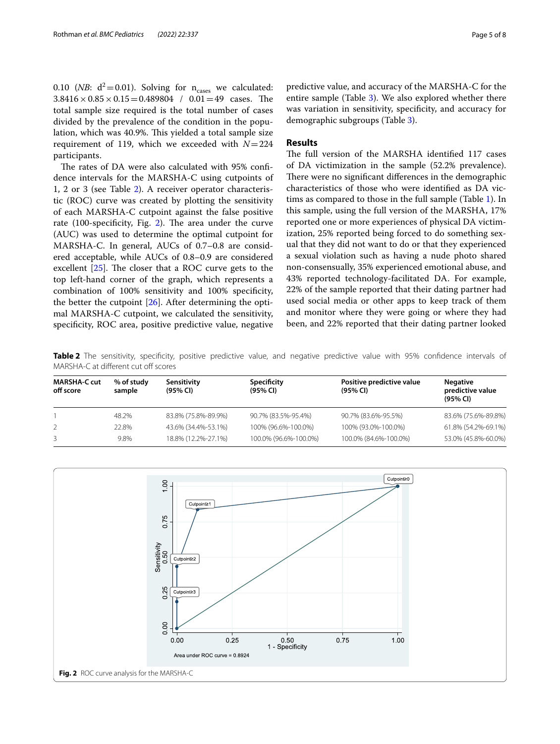0.10 (*NB*: $d^2 = 0.01$). Solving for $n_{cases}$ we calculated: $3.8416 \times 0.85 \times 0.15 = 0.489804$ / $0.01 = 49$ cases. The total sample size required is the total number of cases divided by the prevalence of the condition in the population, which was 40.9%. This yielded a total sample size requirement of 119, which we exceeded with $N = 224$ participants.

The rates of DA were also calculated with 95% confidence intervals for the MARSHA-C using cutpoints of 1, 2 or 3 (see Table 2). A receiver operator characteristic (ROC) curve was created by plotting the sensitivity of each MARSHA-C cutpoint against the false positive rate (100-specificity, Fig. 2). The area under the curve (AUC) was used to determine the optimal cutpoint for MARSHA-C. In general, AUCs of 0.7–0.8 are considered acceptable, while AUCs of 0.8–0.9 are considered excellent [25]. The closer that a ROC curve gets to the top left-hand corner of the graph, which represents a combination of 100% sensitivity and 100% specificity, the better the cutpoint [26]. After determining the optimal MARSHA-C cutpoint, we calculated the sensitivity, specificity, ROC area, positive predictive value, negative predictive value, and accuracy of the MARSHA-C for the entire sample (Table 3). We also explored whether there was variation in sensitivity, specificity, and accuracy for demographic subgroups (Table 3).

## Results

The full version of the MARSHA identified 117 cases of DA victimization in the sample (52.2% prevalence). There were no significant differences in the demographic characteristics of those who were identified as DA victims as compared to those in the full sample (Table 1). In this sample, using the full version of the MARSHA, 17% reported one or more experiences of physical DA victimization, 25% reported being forced to do something sexual that they did not want to do or that they experienced a sexual violation such as having a nude photo shared non-consensually, 35% experienced emotional abuse, and 43% reported technology-facilitated DA. For example, 22% of the sample reported that their dating partner had used social media or other apps to keep track of them and monitor where they were going or where they had been, and 22% reported that their dating partner looked

**Table 2** The sensitivity, specificity, positive predictive value, and negative predictive value with 95% confidence intervals of MARSHA-C at different cut off scores

| MARSHA-C cut off score | % of study sample | Sensitivity (95% CI) | Specificity (95% CI) | Positive predictive value (95% CI) | Negative predictive value (95% CI) |
|---|---|---|---|---|---|
| 1 | 48.2% | 83.8% (75.8%-89.9%) | 90.7% (83.5%-95.4%) | 90.7% (83.6%-95.5%) | 83.6% (75.6%-89.8%) |
| 2 | 22.8% | 43.6% (34.4%-53.1%) | 100% (96.6%-100.0%) | 100% (93.0%-100.0%) | 61.8% (54.2%-69.1%) |
| 3 | 9.8% | 18.8% (12.2%-27.1%) | 100.0% (96.6%-100.0%) | 100.0% (84.6%-100.0%) | 53.0% (45.8%-60.0%) |

**Fig. 2** ROC curve analysis for the MARSHA-C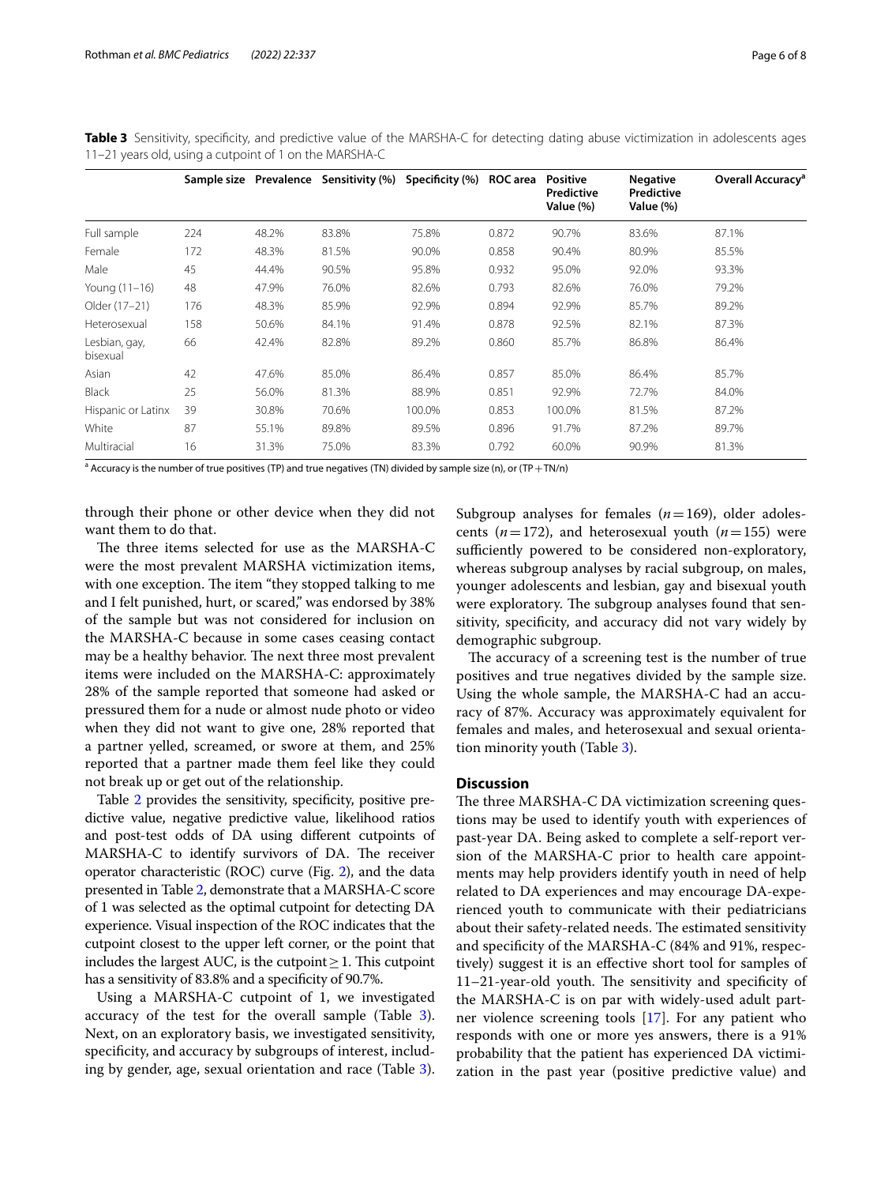**Table 3** Sensitivity, specificity, and predictive value of the MARSHA-C for detecting dating abuse victimization in adolescents ages 11–21 years old, using a cutpoint of 1 on the MARSHA-C

| | Sample size | Prevalence | Sensitivity (%) | Specificity (%) | ROC area | Positive Predictive Value (%) | Negative Predictive Value (%) | Overall Accuracy[a] |
|---|---|---|---|---|---|---|---|---|
| Full sample | 224 | 48.2% | 83.8% | 75.8% | 0.872 | 90.7% | 83.6% | 87.1% |
| Female | 172 | 48.3% | 81.5% | 90.0% | 0.858 | 90.4% | 80.9% | 85.5% |
| Male | 45 | 44.4% | 90.5% | 95.8% | 0.932 | 95.0% | 92.0% | 93.3% |
| Young (11–16) | 48 | 47.9% | 76.0% | 82.6% | 0.793 | 82.6% | 76.0% | 79.2% |
| Older (17–21) | 176 | 48.3% | 85.9% | 92.9% | 0.894 | 92.9% | 85.7% | 89.2% |
| Heterosexual | 158 | 50.6% | 84.1% | 91.4% | 0.878 | 92.5% | 82.1% | 87.3% |
| Lesbian, gay, bisexual | 66 | 42.4% | 82.8% | 89.2% | 0.860 | 85.7% | 86.8% | 86.4% |
| Asian | 42 | 47.6% | 85.0% | 86.4% | 0.857 | 85.0% | 86.4% | 85.7% |
| Black | 25 | 56.0% | 81.3% | 88.9% | 0.851 | 92.9% | 72.7% | 84.0% |
| Hispanic or Latinx | 39 | 30.8% | 70.6% | 100.0% | 0.853 | 100.0% | 81.5% | 87.2% |
| White | 87 | 55.1% | 89.8% | 89.5% | 0.896 | 91.7% | 87.2% | 89.7% |
| Multiracial | 16 | 31.3% | 75.0% | 83.3% | 0.792 | 60.0% | 90.9% | 81.3% |

[a] Accuracy is the number of true positives (TP) and true negatives (TN) divided by sample size (n), or (TP + TN/n)

through their phone or other device when they did not want them to do that.

The three items selected for use as the MARSHA-C were the most prevalent MARSHA victimization items, with one exception. The item "they stopped talking to me and I felt punished, hurt, or scared," was endorsed by 38% of the sample but was not considered for inclusion on the MARSHA-C because in some cases ceasing contact may be a healthy behavior. The next three most prevalent items were included on the MARSHA-C: approximately 28% of the sample reported that someone had asked or pressured them for a nude or almost nude photo or video when they did not want to give one, 28% reported that a partner yelled, screamed, or swore at them, and 25% reported that a partner made them feel like they could not break up or get out of the relationship.

Table 2 provides the sensitivity, specificity, positive predictive value, negative predictive value, likelihood ratios and post-test odds of DA using different cutpoints of MARSHA-C to identify survivors of DA. The receiver operator characteristic (ROC) curve (Fig. 2), and the data presented in Table 2, demonstrate that a MARSHA-C score of 1 was selected as the optimal cutpoint for detecting DA experience. Visual inspection of the ROC indicates that the cutpoint closest to the upper left corner, or the point that includes the largest AUC, is the cutpoint $\geq 1$. This cutpoint has a sensitivity of 83.8% and a specificity of 90.7%.

Using a MARSHA-C cutpoint of 1, we investigated accuracy of the test for the overall sample (Table 3). Next, on an exploratory basis, we investigated sensitivity, specificity, and accuracy by subgroups of interest, including by gender, age, sexual orientation and race (Table 3). Subgroup analyses for females ($n = 169$), older adolescents ($n = 172$), and heterosexual youth ($n = 155$) were sufficiently powered to be considered non-exploratory, whereas subgroup analyses by racial subgroup, on males, younger adolescents and lesbian, gay and bisexual youth were exploratory. The subgroup analyses found that sensitivity, specificity, and accuracy did not vary widely by demographic subgroup.

The accuracy of a screening test is the number of true positives and true negatives divided by the sample size. Using the whole sample, the MARSHA-C had an accuracy of 87%. Accuracy was approximately equivalent for females and males, and heterosexual and sexual orientation minority youth (Table 3).

## Discussion

The three MARSHA-C DA victimization screening questions may be used to identify youth with experiences of past-year DA. Being asked to complete a self-report version of the MARSHA-C prior to health care appointments may help providers identify youth in need of help related to DA experiences and may encourage DA-experienced youth to communicate with their pediatricians about their safety-related needs. The estimated sensitivity and specificity of the MARSHA-C (84% and 91%, respectively) suggest it is an effective short tool for samples of 11–21-year-old youth. The sensitivity and specificity of the MARSHA-C is on par with widely-used adult partner violence screening tools [17]. For any patient who responds with one or more yes answers, there is a 91% probability that the patient has experienced DA victimization in the past year (positive predictive value) and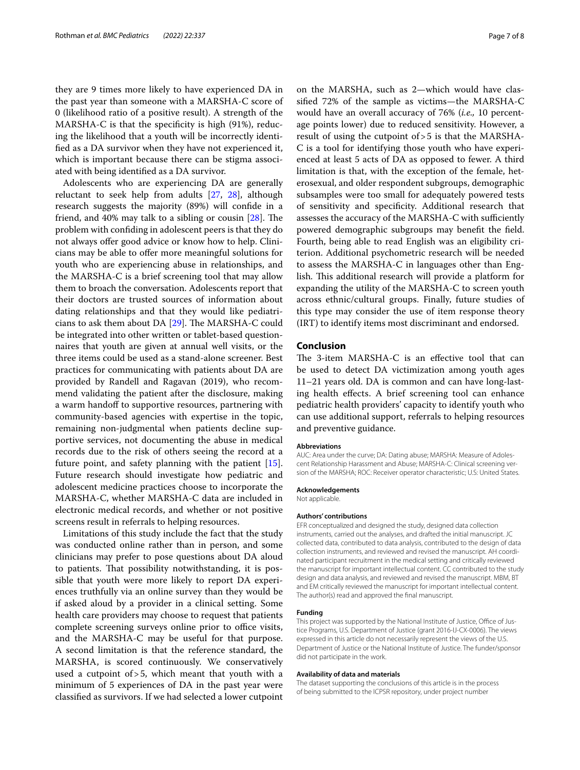they are 9 times more likely to have experienced DA in the past year than someone with a MARSHA-C score of 0 (likelihood ratio of a positive result). A strength of the MARSHA-C is that the specificity is high (91%), reducing the likelihood that a youth will be incorrectly identified as a DA survivor when they have not experienced it, which is important because there can be stigma associated with being identified as a DA survivor.

Adolescents who are experiencing DA are generally reluctant to seek help from adults [27, 28], although research suggests the majority (89%) will confide in a friend, and 40% may talk to a sibling or cousin [28]. The problem with confiding in adolescent peers is that they do not always offer good advice or know how to help. Clinicians may be able to offer more meaningful solutions for youth who are experiencing abuse in relationships, and the MARSHA-C is a brief screening tool that may allow them to broach the conversation. Adolescents report that their doctors are trusted sources of information about dating relationships and that they would like pediatricians to ask them about DA [29]. The MARSHA-C could be integrated into other written or tablet-based questionnaires that youth are given at annual well visits, or the three items could be used as a stand-alone screener. Best practices for communicating with patients about DA are provided by Randell and Ragavan (2019), who recommend validating the patient after the disclosure, making a warm handoff to supportive resources, partnering with community-based agencies with expertise in the topic, remaining non-judgmental when patients decline supportive services, not documenting the abuse in medical records due to the risk of others seeing the record at a future point, and safety planning with the patient [15]. Future research should investigate how pediatric and adolescent medicine practices choose to incorporate the MARSHA-C, whether MARSHA-C data are included in electronic medical records, and whether or not positive screens result in referrals to helping resources.

Limitations of this study include the fact that the study was conducted online rather than in person, and some clinicians may prefer to pose questions about DA aloud to patients. That possibility notwithstanding, it is possible that youth were more likely to report DA experiences truthfully via an online survey than they would be if asked aloud by a provider in a clinical setting. Some health care providers may choose to request that patients complete screening surveys online prior to office visits, and the MARSHA-C may be useful for that purpose. A second limitation is that the reference standard, the MARSHA, is scored continuously. We conservatively used a cutpoint of >5, which meant that youth with a minimum of 5 experiences of DA in the past year were classified as survivors. If we had selected a lower cutpoint on the MARSHA, such as 2—which would have classified 72% of the sample as victims—the MARSHA-C would have an overall accuracy of 76% (*i.e.,* 10 percentage points lower) due to reduced sensitivity. However, a result of using the cutpoint of >5 is that the MARSHA-C is a tool for identifying those youth who have experienced at least 5 acts of DA as opposed to fewer. A third limitation is that, with the exception of the female, heterosexual, and older respondent subgroups, demographic subsamples were too small for adequately powered tests of sensitivity and specificity. Additional research that assesses the accuracy of the MARSHA-C with sufficiently powered demographic subgroups may benefit the field. Fourth, being able to read English was an eligibility criterion. Additional psychometric research will be needed to assess the MARSHA-C in languages other than English. This additional research will provide a platform for expanding the utility of the MARSHA-C to screen youth across ethnic/cultural groups. Finally, future studies of this type may consider the use of item response theory (IRT) to identify items most discriminant and endorsed.

## Conclusion

The 3-item MARSHA-C is an effective tool that can be used to detect DA victimization among youth ages 11–21 years old. DA is common and can have long-lasting health effects. A brief screening tool can enhance pediatric health providers' capacity to identify youth who can use additional support, referrals to helping resources and preventive guidance.

#### Abbreviations

AUC: Area under the curve; DA: Dating abuse; MARSHA: Measure of Adolescent Relationship Harassment and Abuse; MARSHA-C: Clinical screening version of the MARSHA; ROC: Receiver operator characteristic; U.S: United States.

#### Acknowledgements

Not applicable.

#### Authors' contributions

EFR conceptualized and designed the study, designed data collection instruments, carried out the analyses, and drafted the initial manuscript. JC collected data, contributed to data analysis, contributed to the design of data collection instruments, and reviewed and revised the manuscript. AH coordinated participant recruitment in the medical setting and critically reviewed the manuscript for important intellectual content. CC contributed to the study design and data analysis, and reviewed and revised the manuscript. MBM, BT and EM critically reviewed the manuscript for important intellectual content. The author(s) read and approved the final manuscript.

#### Funding

This project was supported by the National Institute of Justice, Office of Justice Programs, U.S. Department of Justice (grant 2016-IJ-CX-0006). The views expressed in this article do not necessarily represent the views of the U.S. Department of Justice or the National Institute of Justice. The funder/sponsor did not participate in the work.

#### Availability of data and materials

The dataset supporting the conclusions of this article is in the process of being submitted to the ICPSR repository, under project number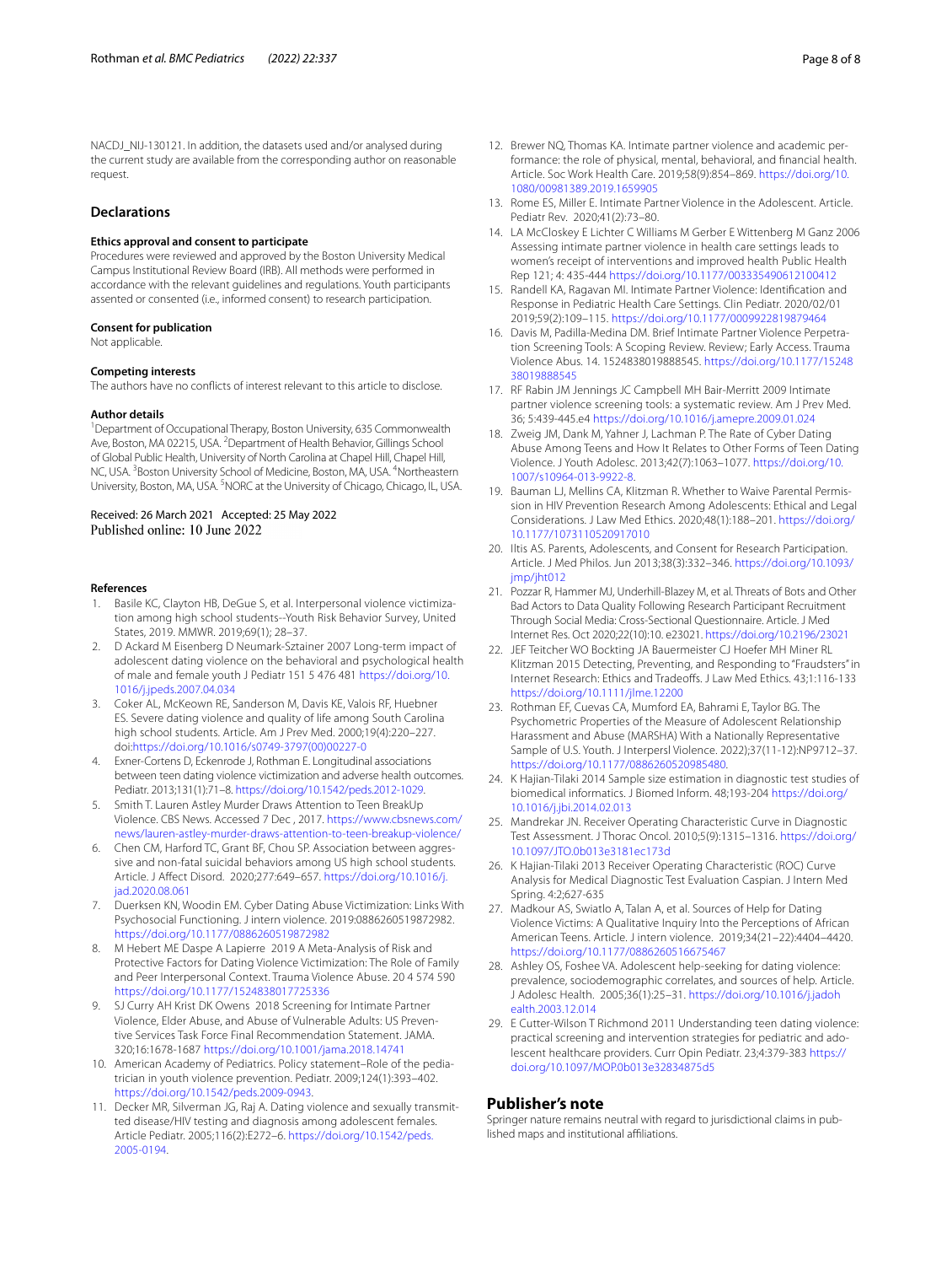NACDJ_NIJ-130121. In addition, the datasets used and/or analysed during the current study are available from the corresponding author on reasonable request.

## Declarations

### Ethics approval and consent to participate

Procedures were reviewed and approved by the Boston University Medical Campus Institutional Review Board (IRB). All methods were performed in accordance with the relevant guidelines and regulations. Youth participants assented or consented (i.e., informed consent) to research participation.

### Consent for publication

Not applicable.

### Competing interests

The authors have no conflicts of interest relevant to this article to disclose.

### Author details

[1]Department of Occupational Therapy, Boston University, 635 Commonwealth Ave, Boston, MA 02215, USA. [2]Department of Health Behavior, Gillings School of Global Public Health, University of North Carolina at Chapel Hill, Chapel Hill, NC, USA. [3]Boston University School of Medicine, Boston, MA, USA. [4]Northeastern University, Boston, MA, USA. [5]NORC at the University of Chicago, Chicago, IL, USA.

Received: 26 March 2021 Accepted: 25 May 2022
Published online: 10 June 2022

### References

1. Basile KC, Clayton HB, DeGue S, et al. Interpersonal violence victimization among high school students--Youth Risk Behavior Survey, United States, 2019. MMWR. 2019;69(1); 28–37.
2. D Ackard M Eisenberg D Neumark-Sztainer 2007 Long-term impact of adolescent dating violence on the behavioral and psychological health of male and female youth J Pediatr 151 5 476 481 https://doi.org/10.1016/j.jpeds.2007.04.034
3. Coker AL, McKeown RE, Sanderson M, Davis KE, Valois RF, Huebner ES. Severe dating violence and quality of life among South Carolina high school students. Article. Am J Prev Med. 2000;19(4):220–227. doi:https://doi.org/10.1016/s0749-3797(00)00227-0
4. Exner-Cortens D, Eckenrode J, Rothman E. Longitudinal associations between teen dating violence victimization and adverse health outcomes. Pediatr. 2013;131(1):71–8. https://doi.org/10.1542/peds.2012-1029.
5. Smith T. Lauren Astley Murder Draws Attention to Teen BreakUp Violence. CBS News. Accessed 7 Dec , 2017. https://www.cbsnews.com/news/lauren-astley-murder-draws-attention-to-teen-breakup-violence/
6. Chen CM, Harford TC, Grant BF, Chou SP. Association between aggressive and non-fatal suicidal behaviors among US high school students. Article. J Affect Disord. 2020;277:649–657. https://doi.org/10.1016/j.jad.2020.08.061
7. Duerksen KN, Woodin EM. Cyber Dating Abuse Victimization: Links With Psychosocial Functioning. J intern violence. 2019:0886260519872982. https://doi.org/10.1177/0886260519872982
8. M Hebert ME Daspe A Lapierre 2019 A Meta-Analysis of Risk and Protective Factors for Dating Violence Victimization: The Role of Family and Peer Interpersonal Context. Trauma Violence Abuse. 20 4 574 590 https://doi.org/10.1177/1524838017725336
9. SJ Curry AH Krist DK Owens 2018 Screening for Intimate Partner Violence, Elder Abuse, and Abuse of Vulnerable Adults: US Preventive Services Task Force Final Recommendation Statement. JAMA. 320;16:1678-1687 https://doi.org/10.1001/jama.2018.14741
10. American Academy of Pediatrics. Policy statement–Role of the pediatrician in youth violence prevention. Pediatr. 2009;124(1):393–402. https://doi.org/10.1542/peds.2009-0943.
11. Decker MR, Silverman JG, Raj A. Dating violence and sexually transmitted disease/HIV testing and diagnosis among adolescent females. Article Pediatr. 2005;116(2):E272–6. https://doi.org/10.1542/peds.2005-0194.
12. Brewer NQ, Thomas KA. Intimate partner violence and academic performance: the role of physical, mental, behavioral, and financial health. Article. Soc Work Health Care. 2019;58(9):854–869. https://doi.org/10.1080/00981389.2019.1659905
13. Rome ES, Miller E. Intimate Partner Violence in the Adolescent. Article. Pediatr Rev. 2020;41(2):73–80.
14. LA McCloskey E Lichter C Williams M Gerber E Wittenberg M Ganz 2006 Assessing intimate partner violence in health care settings leads to women's receipt of interventions and improved health Public Health Rep 121; 4: 435-444 https://doi.org/10.1177/003335490612100412
15. Randell KA, Ragavan MI. Intimate Partner Violence: Identification and Response in Pediatric Health Care Settings. Clin Pediatr. 2020/02/01 2019;59(2):109–115. https://doi.org/10.1177/0009922819879464
16. Davis M, Padilla-Medina DM. Brief Intimate Partner Violence Perpetration Screening Tools: A Scoping Review. Review; Early Access. Trauma Violence Abus. 14. 1524838019888545. https://doi.org/10.1177/1524838019888545
17. RF Rabin JM Jennings JC Campbell MH Bair-Merritt 2009 Intimate partner violence screening tools: a systematic review. Am J Prev Med. 36; 5:439-445.e4 https://doi.org/10.1016/j.amepre.2009.01.024
18. Zweig JM, Dank M, Yahner J, Lachman P. The Rate of Cyber Dating Abuse Among Teens and How It Relates to Other Forms of Teen Dating Violence. J Youth Adolesc. 2013;42(7):1063–1077. https://doi.org/10.1007/s10964-013-9922-8.
19. Bauman LJ, Mellins CA, Klitzman R. Whether to Waive Parental Permission in HIV Prevention Research Among Adolescents: Ethical and Legal Considerations. J Law Med Ethics. 2020;48(1):188–201. https://doi.org/10.1177/1073110520917010
20. Iltis AS. Parents, Adolescents, and Consent for Research Participation. Article. J Med Philos. Jun 2013;38(3):332–346. https://doi.org/10.1093/jmp/jht012
21. Pozzar R, Hammer MJ, Underhill-Blazey M, et al. Threats of Bots and Other Bad Actors to Data Quality Following Research Participant Recruitment Through Social Media: Cross-Sectional Questionnaire. Article. J Med Internet Res. Oct 2020;22(10):10. e23021. https://doi.org/10.2196/23021
22. JEF Teitcher WO Bockting JA Bauermeister CJ Hoefer MH Miner RL Klitzman 2015 Detecting, Preventing, and Responding to "Fraudsters" in Internet Research: Ethics and Tradeoffs. J Law Med Ethics. 43;1:116-133 https://doi.org/10.1111/jlme.12200
23. Rothman EF, Cuevas CA, Mumford EA, Bahrami E, Taylor BG. The Psychometric Properties of the Measure of Adolescent Relationship Harassment and Abuse (MARSHA) With a Nationally Representative Sample of U.S. Youth. J Interpersl Violence. 2022);37(11-12):NP9712–37. https://doi.org/10.1177/0886260520985480.
24. K Hajian-Tilaki 2014 Sample size estimation in diagnostic test studies of biomedical informatics. J Biomed Inform. 48;193-204 https://doi.org/10.1016/j.jbi.2014.02.013
25. Mandrekar JN. Receiver Operating Characteristic Curve in Diagnostic Test Assessment. J Thorac Oncol. 2010;5(9):1315–1316. https://doi.org/10.1097/JTO.0b013e3181ec173d
26. K Hajian-Tilaki 2013 Receiver Operating Characteristic (ROC) Curve Analysis for Medical Diagnostic Test Evaluation Caspian. J Intern Med Spring. 4:2;627-635
27. Madkour AS, Swiatlo A, Talan A, et al. Sources of Help for Dating Violence Victims: A Qualitative Inquiry Into the Perceptions of African American Teens. Article. J intern violence. 2019;34(21–22):4404–4420. https://doi.org/10.1177/0886260516675467
28. Ashley OS, Foshee VA. Adolescent help-seeking for dating violence: prevalence, sociodemographic correlates, and sources of help. Article. J Adolesc Health. 2005;36(1):25–31. https://doi.org/10.1016/j.jadohealth.2003.12.014
29. E Cutter-Wilson T Richmond 2011 Understanding teen dating violence: practical screening and intervention strategies for pediatric and adolescent healthcare providers. Curr Opin Pediatr. 23;4:379-383 https://doi.org/10.1097/MOP.0b013e32834875d5

## Publisher's note

Springer nature remains neutral with regard to jurisdictional claims in published maps and institutional affiliations.